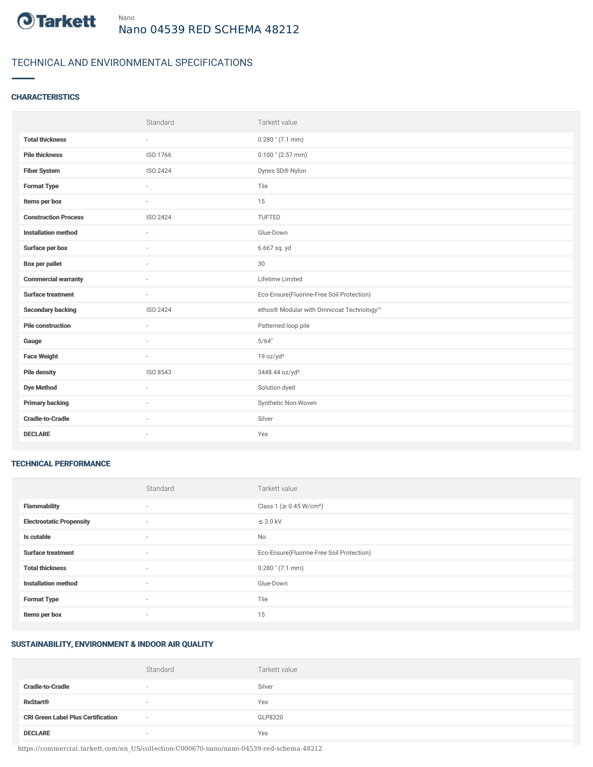Nano

# Nano 04539 RED SCHEMA 48212

## TECHNICAL AND ENVIRONMENTAL SPECIFICATIONS

### CHARACTERISTICS

| | Standard | Tarkett value |
|---|---|---|
| **Total thickness** | - | 0.280 " (7.1 mm) |
| **Pile thickness** | ISO 1766 | 0.100 " (2.57 mm) |
| **Fiber System** | ISO 2424 | Dynex SD® Nylon |
| **Format Type** | - | Tile |
| **Items per box** | - | 15 |
| **Construction Process** | ISO 2424 | TUFTED |
| **Installation method** | - | Glue-Down |
| **Surface per box** | - | 6.667 sq. yd |
| **Box per pallet** | - | 30 |
| **Commercial warranty** | - | Lifetime Limited |
| **Surface treatment** | - | Eco-Ensure(Fluorine-Free Soil Protection) |
| **Secondary backing** | ISO 2424 | ethos® Modular with Omnicoat Technology™ |
| **Pile construction** | - | Patterned loop pile |
| **Gauge** | - | 5/64" |
| **Face Weight** | - | 19 oz/yd² |
| **Pile density** | ISO 8543 | 3448.44 oz/yd³ |
| **Dye Method** | - | Solution dyed |
| **Primary backing** | - | Synthetic Non-Woven |
| **Cradle-to-Cradle** | - | Silver |
| **DECLARE** | - | Yes |

### TECHNICAL PERFORMANCE

| | Standard | Tarkett value |
|---|---|---|
| **Flammability** | - | Class 1 (≥ 0.45 W/cm²) |
| **Electrostatic Propensity** | - | ≤ 3.0 kV |
| **Is cutable** | - | No |
| **Surface treatment** | - | Eco-Ensure(Fluorine-Free Soil Protection) |
| **Total thickness** | - | 0.280 " (7.1 mm) |
| **Installation method** | - | Glue-Down |
| **Format Type** | - | Tile |
| **Items per box** | - | 15 |

### SUSTAINABILITY, ENVIRONMENT & INDOOR AIR QUALITY

| | Standard | Tarkett value |
|---|---|---|
| **Cradle-to-Cradle** | - | Silver |
| **ReStart®** | - | Yes |
| **CRI Green Label Plus Certification** | - | GLP8320 |
| **DECLARE** | - | Yes |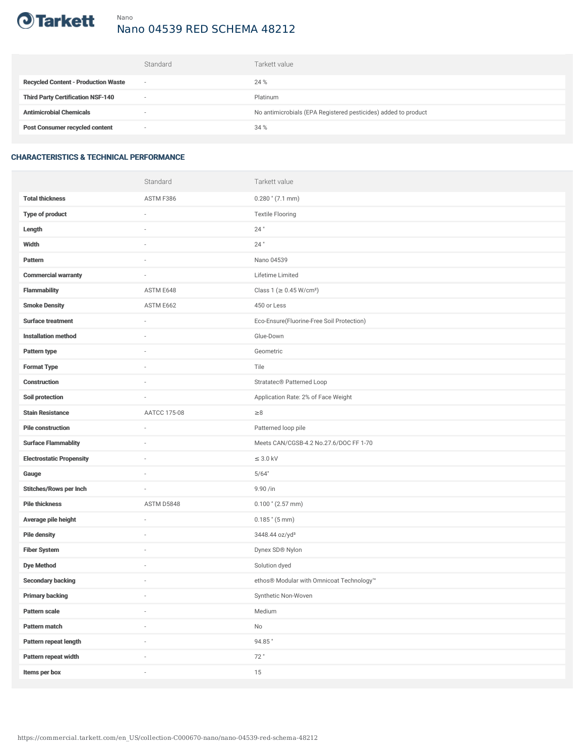Nano

# Nano 04539 RED SCHEMA 48212

| | Standard | Tarkett value |
|---|---|---|
| **Recycled Content - Production Waste** | - | 24 % |
| **Third Party Certification NSF-140** | - | Platinum |
| **Antimicrobial Chemicals** | - | No antimicrobials (EPA Registered pesticides) added to product |
| **Post Consumer recycled content** | - | 34 % |

## CHARACTERISTICS & TECHNICAL PERFORMANCE

| | Standard | Tarkett value |
|---|---|---|
| **Total thickness** | ASTM F386 | 0.280 " (7.1 mm) |
| **Type of product** | - | Textile Flooring |
| **Length** | - | 24 " |
| **Width** | - | 24 " |
| **Pattern** | - | Nano 04539 |
| **Commercial warranty** | - | Lifetime Limited |
| **Flammability** | ASTM E648 | Class 1 (≥ 0.45 W/cm²) |
| **Smoke Density** | ASTM E662 | 450 or Less |
| **Surface treatment** | - | Eco-Ensure(Fluorine-Free Soil Protection) |
| **Installation method** | - | Glue-Down |
| **Pattern type** | - | Geometric |
| **Format Type** | - | Tile |
| **Construction** | - | Stratatec® Patterned Loop |
| **Soil protection** | - | Application Rate: 2% of Face Weight |
| **Stain Resistance** | AATCC 175-08 | ≥8 |
| **Pile construction** | - | Patterned loop pile |
| **Surface Flammablity** | - | Meets CAN/CGSB-4.2 No.27.6/DOC FF 1-70 |
| **Electrostatic Propensity** | - | ≤ 3.0 kV |
| **Gauge** | - | 5/64" |
| **Stitches/Rows per Inch** | - | 9.90 /in |
| **Pile thickness** | ASTM D5848 | 0.100 " (2.57 mm) |
| **Average pile height** | - | 0.185 " (5 mm) |
| **Pile density** | - | 3448.44 oz/yd³ |
| **Fiber System** | - | Dynex SD® Nylon |
| **Dye Method** | - | Solution dyed |
| **Secondary backing** | - | ethos® Modular with Omnicoat Technology™ |
| **Primary backing** | - | Synthetic Non-Woven |
| **Pattern scale** | - | Medium |
| **Pattern match** | - | No |
| **Pattern repeat length** | - | 94.85 " |
| **Pattern repeat width** | - | 72 " |
| **Items per box** | - | 15 |